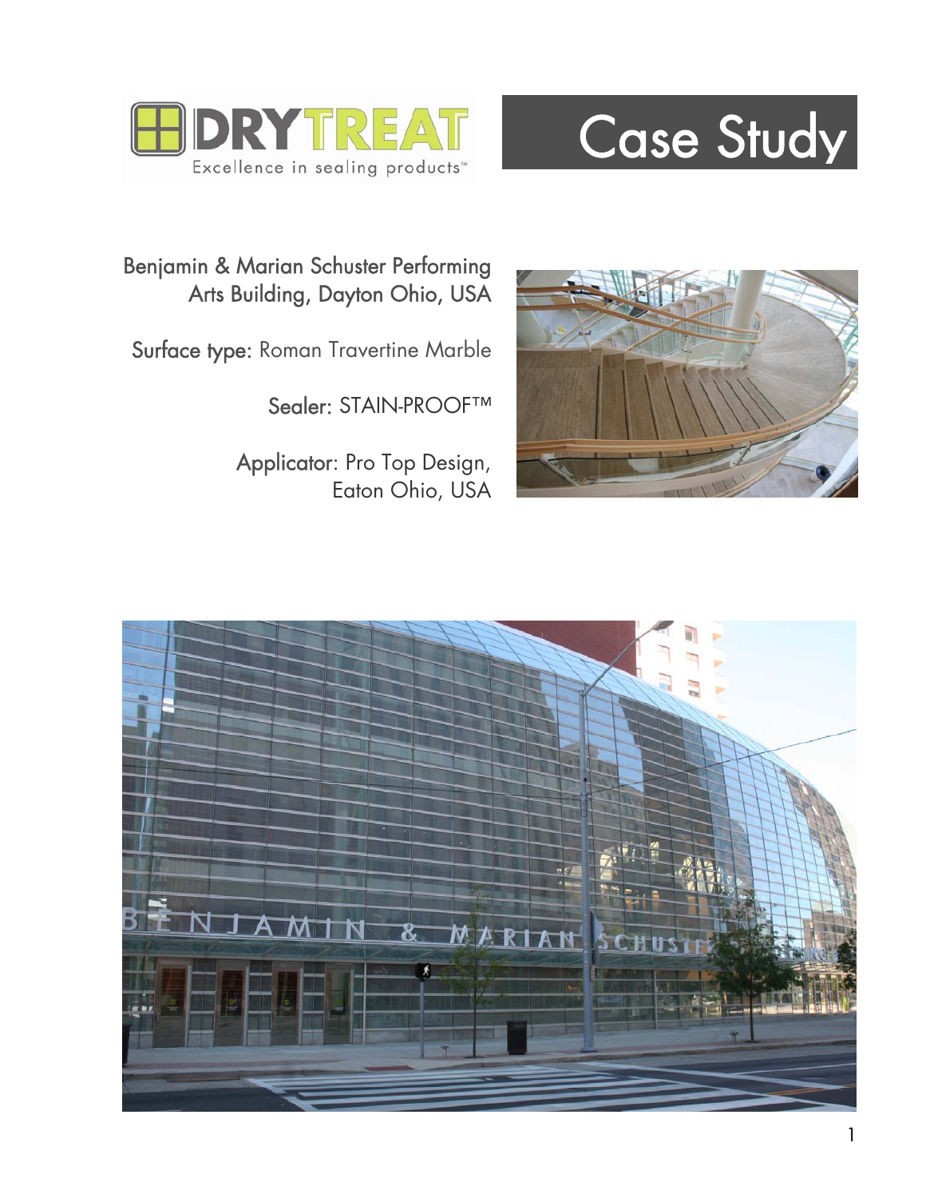DRYTREAT

Excellence in sealing products™

# Case Study

Benjamin & Marian Schuster Performing Arts Building, Dayton Ohio, USA

**Surface type:** Roman Travertine Marble

**Sealer:** STAIN-PROOF™

**Applicator:** Pro Top Design, Eaton Ohio, USA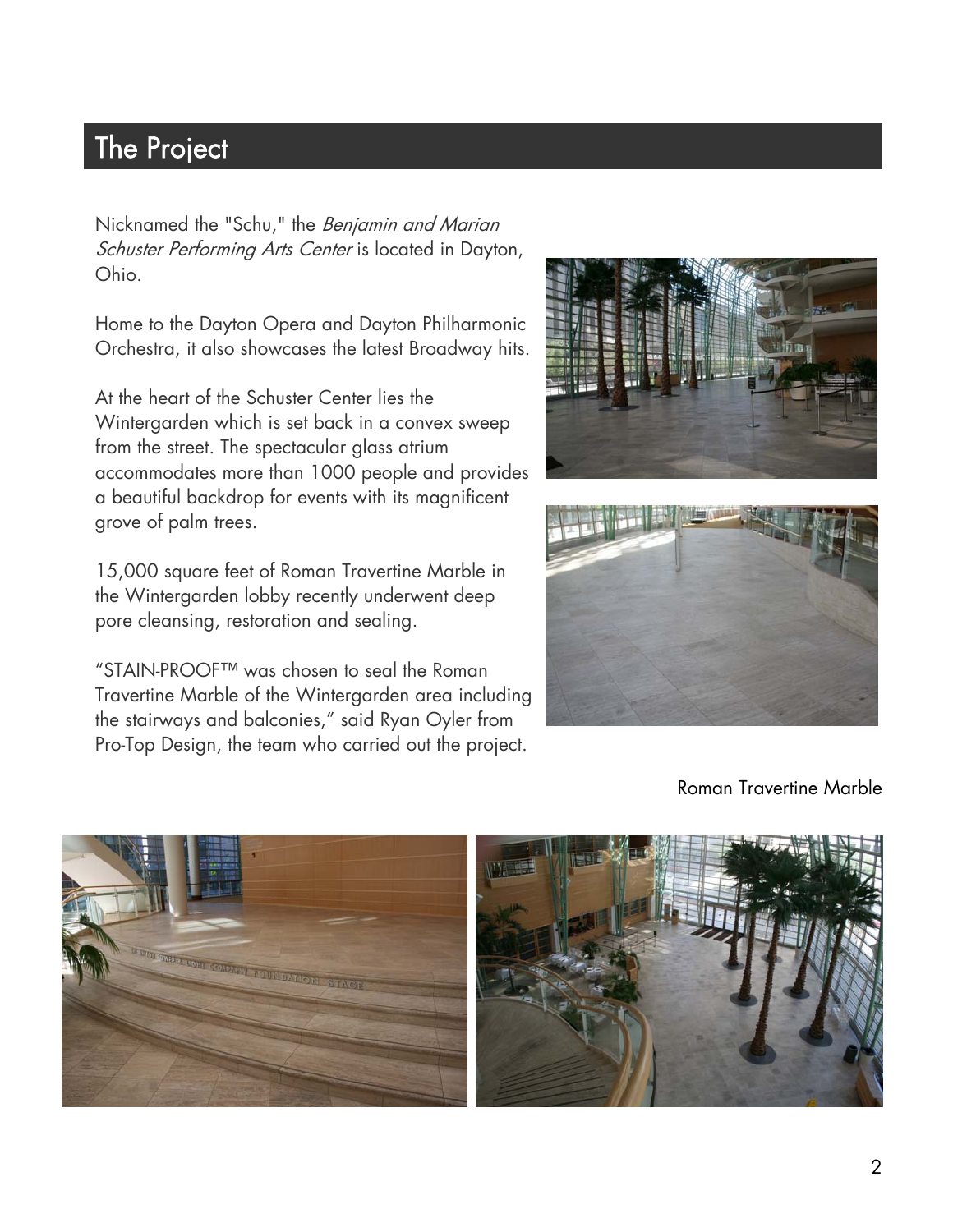## The Project

Nicknamed the "Schu," the *Benjamin and Marian Schuster Performing Arts Center* is located in Dayton, Ohio.

Home to the Dayton Opera and Dayton Philharmonic Orchestra, it also showcases the latest Broadway hits.

At the heart of the Schuster Center lies the Wintergarden which is set back in a convex sweep from the street. The spectacular glass atrium accommodates more than 1000 people and provides a beautiful backdrop for events with its magnificent grove of palm trees.

15,000 square feet of Roman Travertine Marble in the Wintergarden lobby recently underwent deep pore cleansing, restoration and sealing.

"STAIN-PROOF™ was chosen to seal the Roman Travertine Marble of the Wintergarden area including the stairways and balconies," said Ryan Oyler from Pro-Top Design, the team who carried out the project.

Roman Travertine Marble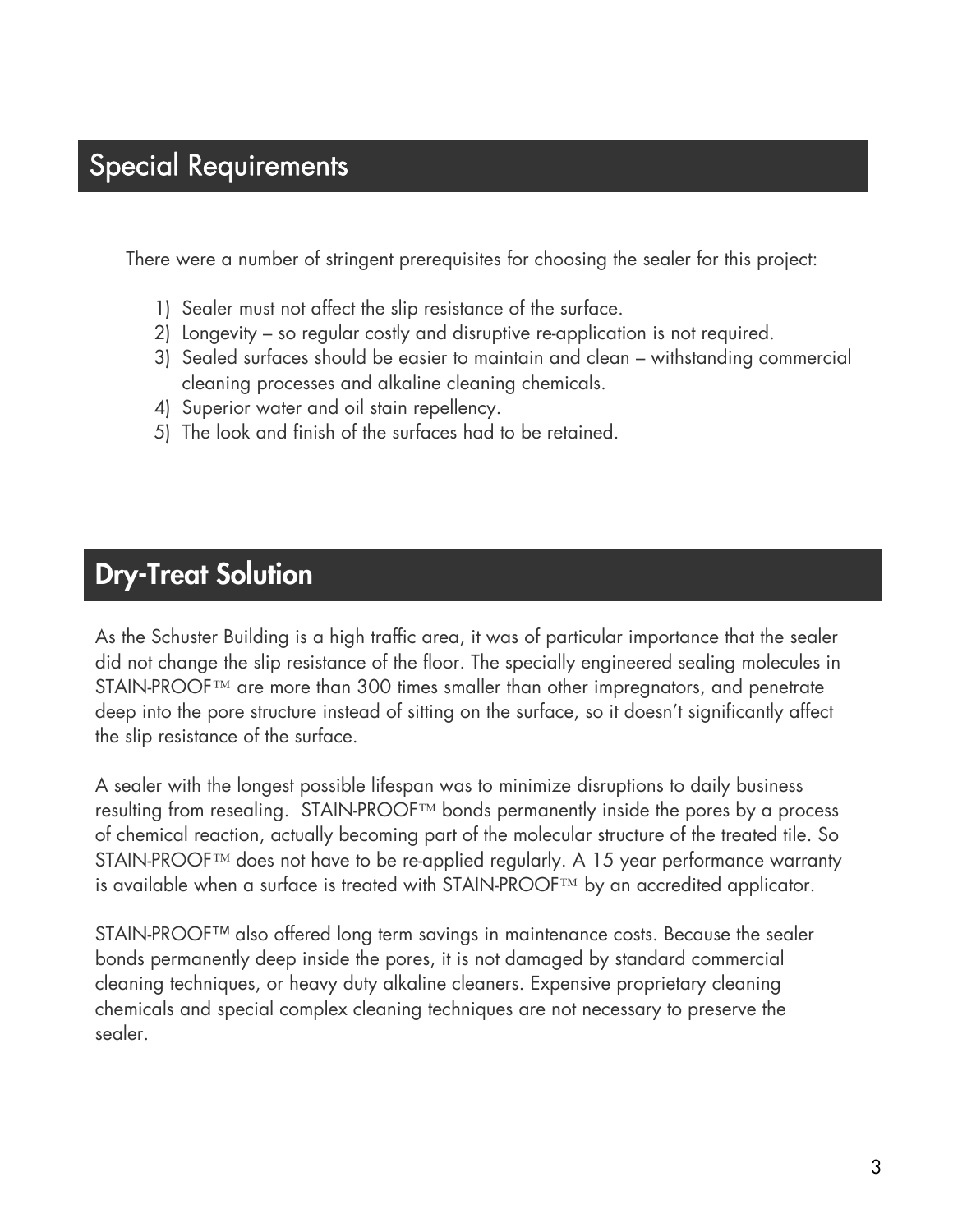## Special Requirements

There were a number of stringent prerequisites for choosing the sealer for this project:

1) Sealer must not affect the slip resistance of the surface.
2) Longevity – so regular costly and disruptive re-application is not required.
3) Sealed surfaces should be easier to maintain and clean – withstanding commercial cleaning processes and alkaline cleaning chemicals.
4) Superior water and oil stain repellency.
5) The look and finish of the surfaces had to be retained.

## Dry-Treat Solution

As the Schuster Building is a high traffic area, it was of particular importance that the sealer did not change the slip resistance of the floor. The specially engineered sealing molecules in STAIN-PROOF™ are more than 300 times smaller than other impregnators, and penetrate deep into the pore structure instead of sitting on the surface, so it doesn't significantly affect the slip resistance of the surface.

A sealer with the longest possible lifespan was to minimize disruptions to daily business resulting from resealing. STAIN-PROOF™ bonds permanently inside the pores by a process of chemical reaction, actually becoming part of the molecular structure of the treated tile. So STAIN-PROOF™ does not have to be re-applied regularly. A 15 year performance warranty is available when a surface is treated with STAIN-PROOF™ by an accredited applicator.

STAIN-PROOF™ also offered long term savings in maintenance costs. Because the sealer bonds permanently deep inside the pores, it is not damaged by standard commercial cleaning techniques, or heavy duty alkaline cleaners. Expensive proprietary cleaning chemicals and special complex cleaning techniques are not necessary to preserve the sealer.